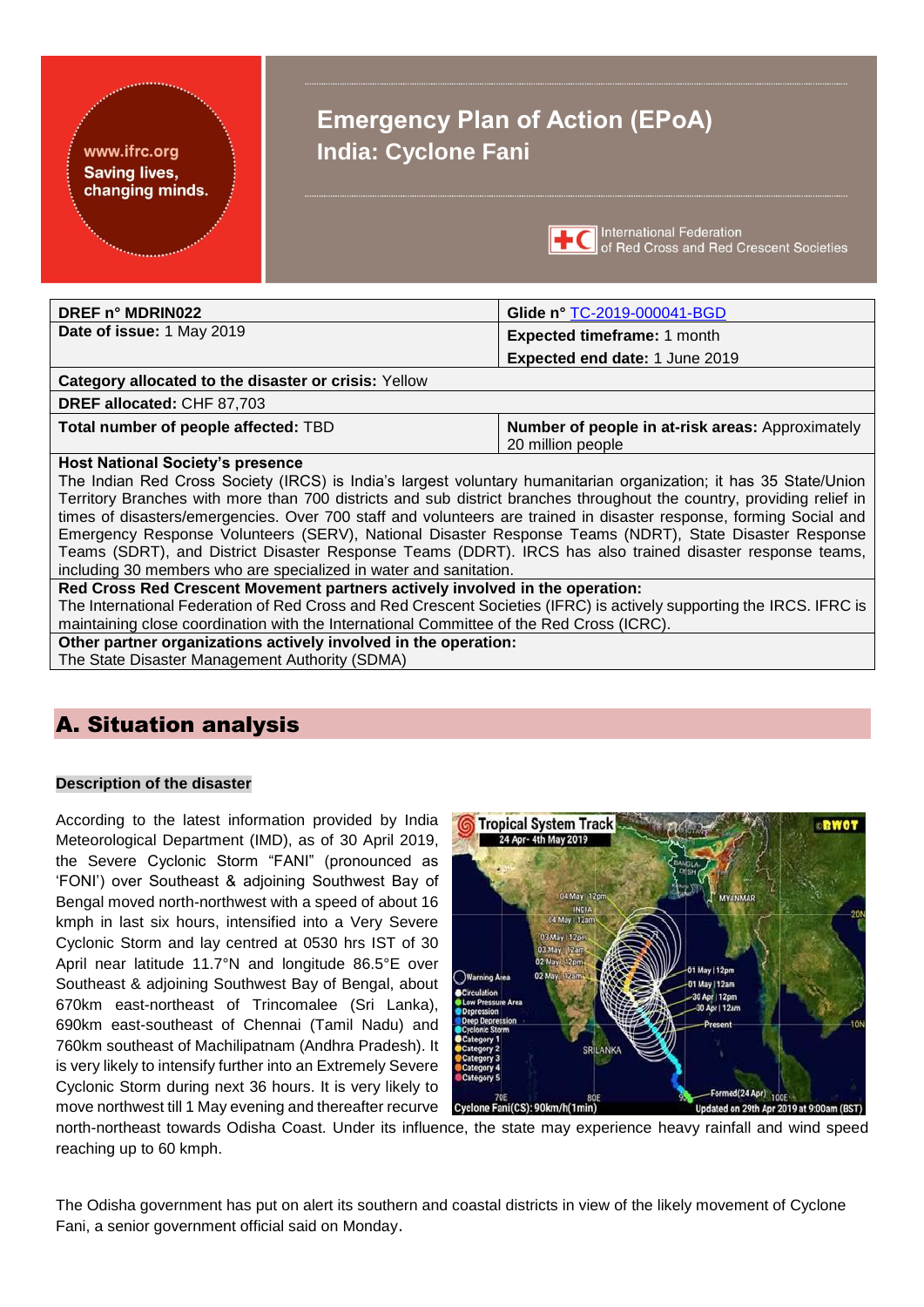# Emergency Plan of Action (EPoA)
## India: Cyclone Fani

www.ifrc.org
Saving lives, changing minds.

International Federation of Red Cross and Red Crescent Societies

| DREF n° MDRIN022 | Glide n° TC-2019-000041-BGD |
|---|---|
| Date of issue: 1 May 2019 | Expected timeframe: 1 month<br>Expected end date: 1 June 2019 |
| Category allocated to the disaster or crisis: Yellow | |
| DREF allocated: CHF 87,703 | |
| Total number of people affected: TBD | Number of people in at-risk areas: Approximately 20 million people |

**Host National Society's presence**
The Indian Red Cross Society (IRCS) is India's largest voluntary humanitarian organization; it has 35 State/Union Territory Branches with more than 700 districts and sub district branches throughout the country, providing relief in times of disasters/emergencies. Over 700 staff and volunteers are trained in disaster response, forming Social and Emergency Response Volunteers (SERV), National Disaster Response Teams (NDRT), State Disaster Response Teams (SDRT), and District Disaster Response Teams (DDRT). IRCS has also trained disaster response teams, including 30 members who are specialized in water and sanitation.

**Red Cross Red Crescent Movement partners actively involved in the operation:**
The International Federation of Red Cross and Red Crescent Societies (IFRC) is actively supporting the IRCS. IFRC is maintaining close coordination with the International Committee of the Red Cross (ICRC).

**Other partner organizations actively involved in the operation:**
The State Disaster Management Authority (SDMA)

# A. Situation analysis

### Description of the disaster

According to the latest information provided by India Meteorological Department (IMD), as of 30 April 2019, the Severe Cyclonic Storm "FANI" (pronounced as 'FONI') over Southeast & adjoining Southwest Bay of Bengal moved north-northwest with a speed of about 16 kmph in last six hours, intensified into a Very Severe Cyclonic Storm and lay centred at 0530 hrs IST of 30 April near latitude 11.7°N and longitude 86.5°E over Southeast & adjoining Southwest Bay of Bengal, about 670km east-northeast of Trincomalee (Sri Lanka), 690km east-southeast of Chennai (Tamil Nadu) and 760km southeast of Machilipatnam (Andhra Pradesh). It is very likely to intensify further into an Extremely Severe Cyclonic Storm during next 36 hours. It is very likely to move northwest till 1 May evening and thereafter recurve north-northeast towards Odisha Coast. Under its influence, the state may experience heavy rainfall and wind speed reaching up to 60 kmph.

The Odisha government has put on alert its southern and coastal districts in view of the likely movement of Cyclone Fani, a senior government official said on Monday.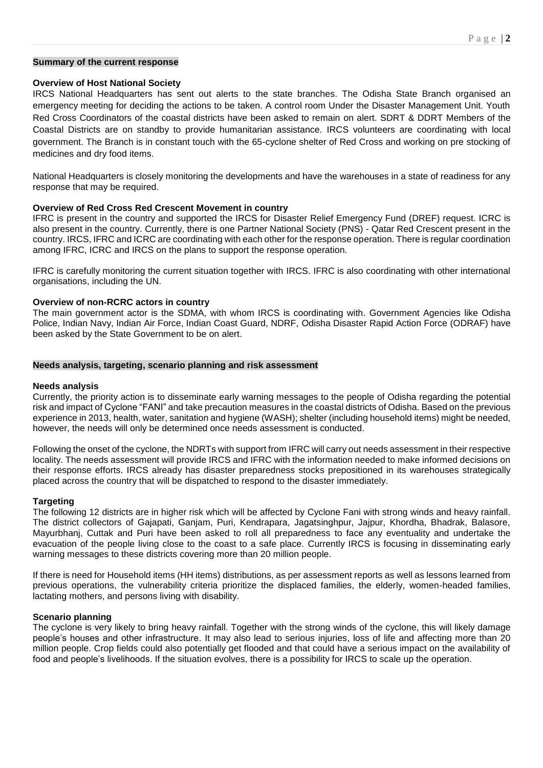## Summary of the current response

### Overview of Host National Society

IRCS National Headquarters has sent out alerts to the state branches. The Odisha State Branch organised an emergency meeting for deciding the actions to be taken. A control room Under the Disaster Management Unit. Youth Red Cross Coordinators of the coastal districts have been asked to remain on alert. SDRT & DDRT Members of the Coastal Districts are on standby to provide humanitarian assistance. IRCS volunteers are coordinating with local government. The Branch is in constant touch with the 65-cyclone shelter of Red Cross and working on pre stocking of medicines and dry food items.

National Headquarters is closely monitoring the developments and have the warehouses in a state of readiness for any response that may be required.

### Overview of Red Cross Red Crescent Movement in country

IFRC is present in the country and supported the IRCS for Disaster Relief Emergency Fund (DREF) request. ICRC is also present in the country. Currently, there is one Partner National Society (PNS) - Qatar Red Crescent present in the country. IRCS, IFRC and ICRC are coordinating with each other for the response operation. There is regular coordination among IFRC, ICRC and IRCS on the plans to support the response operation.

IFRC is carefully monitoring the current situation together with IRCS. IFRC is also coordinating with other international organisations, including the UN.

### Overview of non-RCRC actors in country

The main government actor is the SDMA, with whom IRCS is coordinating with. Government Agencies like Odisha Police, Indian Navy, Indian Air Force, Indian Coast Guard, NDRF, Odisha Disaster Rapid Action Force (ODRAF) have been asked by the State Government to be on alert.

## Needs analysis, targeting, scenario planning and risk assessment

### Needs analysis

Currently, the priority action is to disseminate early warning messages to the people of Odisha regarding the potential risk and impact of Cyclone "FANI" and take precaution measures in the coastal districts of Odisha. Based on the previous experience in 2013, health, water, sanitation and hygiene (WASH); shelter (including household items) might be needed, however, the needs will only be determined once needs assessment is conducted.

Following the onset of the cyclone, the NDRTs with support from IFRC will carry out needs assessment in their respective locality. The needs assessment will provide IRCS and IFRC with the information needed to make informed decisions on their response efforts. IRCS already has disaster preparedness stocks prepositioned in its warehouses strategically placed across the country that will be dispatched to respond to the disaster immediately.

### Targeting

The following 12 districts are in higher risk which will be affected by Cyclone Fani with strong winds and heavy rainfall. The district collectors of Gajapati, Ganjam, Puri, Kendrapara, Jagatsinghpur, Jajpur, Khordha, Bhadrak, Balasore, Mayurbhanj, Cuttak and Puri have been asked to roll all preparedness to face any eventuality and undertake the evacuation of the people living close to the coast to a safe place. Currently IRCS is focusing in disseminating early warning messages to these districts covering more than 20 million people.

If there is need for Household items (HH items) distributions, as per assessment reports as well as lessons learned from previous operations, the vulnerability criteria prioritize the displaced families, the elderly, women-headed families, lactating mothers, and persons living with disability.

### Scenario planning

The cyclone is very likely to bring heavy rainfall. Together with the strong winds of the cyclone, this will likely damage people's houses and other infrastructure. It may also lead to serious injuries, loss of life and affecting more than 20 million people. Crop fields could also potentially get flooded and that could have a serious impact on the availability of food and people's livelihoods. If the situation evolves, there is a possibility for IRCS to scale up the operation.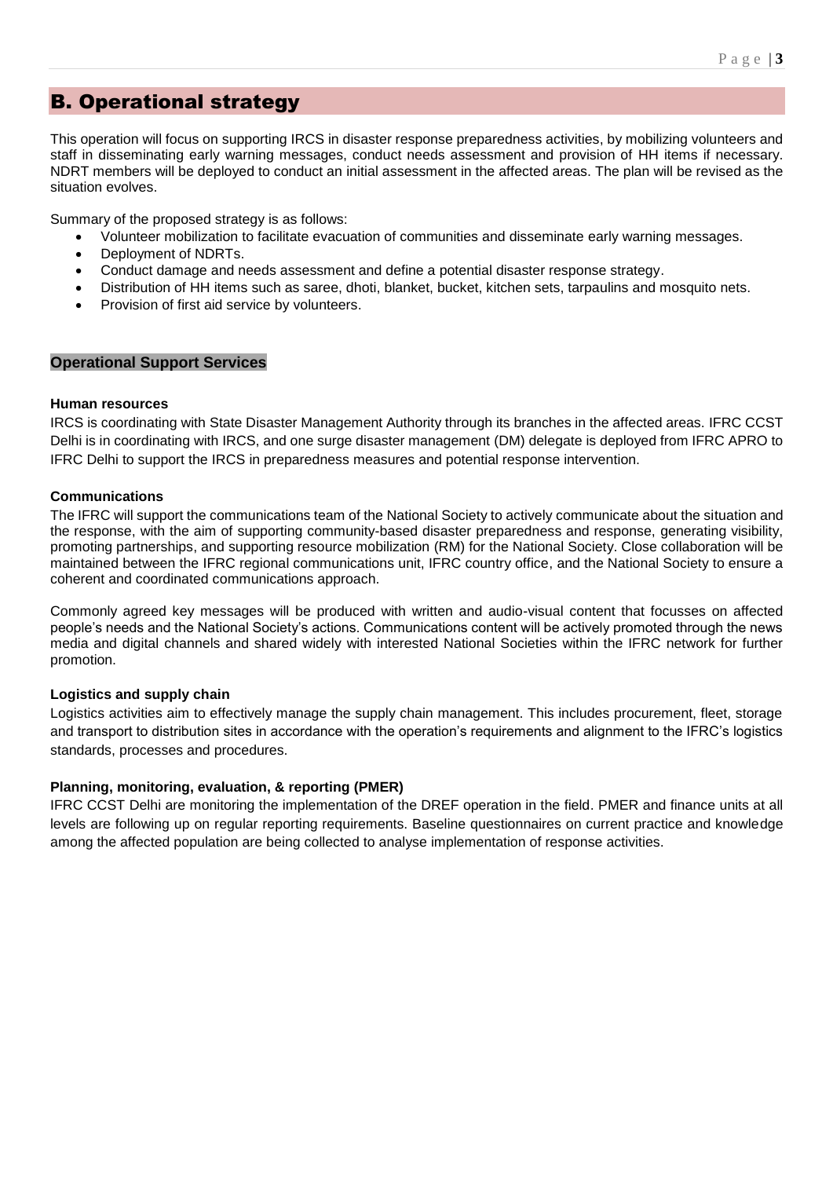## B. Operational strategy

This operation will focus on supporting IRCS in disaster response preparedness activities, by mobilizing volunteers and staff in disseminating early warning messages, conduct needs assessment and provision of HH items if necessary. NDRT members will be deployed to conduct an initial assessment in the affected areas. The plan will be revised as the situation evolves.

Summary of the proposed strategy is as follows:

- Volunteer mobilization to facilitate evacuation of communities and disseminate early warning messages.
- Deployment of NDRTs.
- Conduct damage and needs assessment and define a potential disaster response strategy.
- Distribution of HH items such as saree, dhoti, blanket, bucket, kitchen sets, tarpaulins and mosquito nets.
- Provision of first aid service by volunteers.

### Operational Support Services

**Human resources**

IRCS is coordinating with State Disaster Management Authority through its branches in the affected areas. IFRC CCST Delhi is in coordinating with IRCS, and one surge disaster management (DM) delegate is deployed from IFRC APRO to IFRC Delhi to support the IRCS in preparedness measures and potential response intervention.

**Communications**

The IFRC will support the communications team of the National Society to actively communicate about the situation and the response, with the aim of supporting community-based disaster preparedness and response, generating visibility, promoting partnerships, and supporting resource mobilization (RM) for the National Society. Close collaboration will be maintained between the IFRC regional communications unit, IFRC country office, and the National Society to ensure a coherent and coordinated communications approach.

Commonly agreed key messages will be produced with written and audio-visual content that focusses on affected people's needs and the National Society's actions. Communications content will be actively promoted through the news media and digital channels and shared widely with interested National Societies within the IFRC network for further promotion.

**Logistics and supply chain**

Logistics activities aim to effectively manage the supply chain management. This includes procurement, fleet, storage and transport to distribution sites in accordance with the operation's requirements and alignment to the IFRC's logistics standards, processes and procedures.

**Planning, monitoring, evaluation, & reporting (PMER)**

IFRC CCST Delhi are monitoring the implementation of the DREF operation in the field. PMER and finance units at all levels are following up on regular reporting requirements. Baseline questionnaires on current practice and knowledge among the affected population are being collected to analyse implementation of response activities.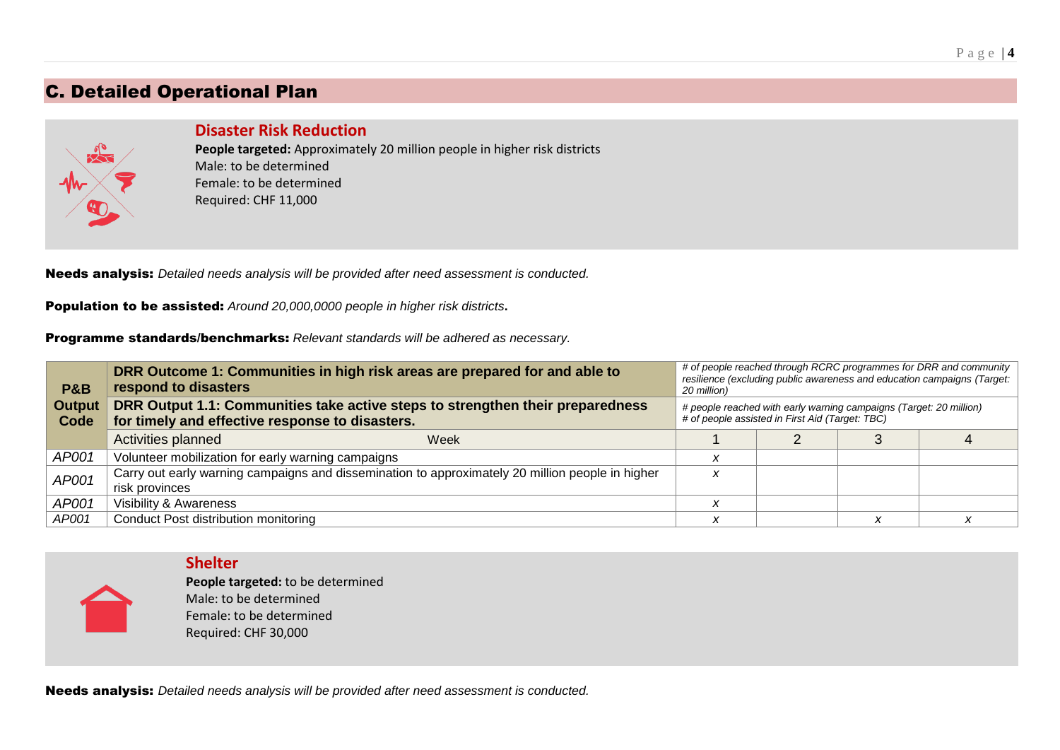# C. Detailed Operational Plan

### Disaster Risk Reduction

**People targeted:** Approximately 20 million people in higher risk districts
Male: to be determined
Female: to be determined
Required: CHF 11,000

**Needs analysis:** *Detailed needs analysis will be provided after need assessment is conducted.*

**Population to be assisted:** *Around 20,000,0000 people in higher risk districts*.

**Programme standards/benchmarks:** *Relevant standards will be adhered as necessary.*

| P&B Output Code | DRR Outcome 1: Communities in high risk areas are prepared for and able to respond to disasters | | *# of people reached through RCRC programmes for DRR and community resilience (excluding public awareness and education campaigns (Target: 20 million)* | | | |
|---|---|---|---|---|---|---|
| | **DRR Output 1.1: Communities take active steps to strengthen their preparedness for timely and effective response to disasters.** | | *# people reached with early warning campaigns (Target: 20 million)*<br>*# of people assisted in First Aid (Target: TBC)* | | | |
| | Activities planned | Week | 1 | 2 | 3 | 4 |
| *AP001* | Volunteer mobilization for early warning campaigns | | x | | | |
| *AP001* | Carry out early warning campaigns and dissemination to approximately 20 million people in higher risk provinces | | x | | | |
| *AP001* | Visibility & Awareness | | x | | | |
| *AP001* | Conduct Post distribution monitoring | | x | | x | x |

### Shelter

**People targeted:** to be determined
Male: to be determined
Female: to be determined
Required: CHF 30,000

**Needs analysis:** *Detailed needs analysis will be provided after need assessment is conducted.*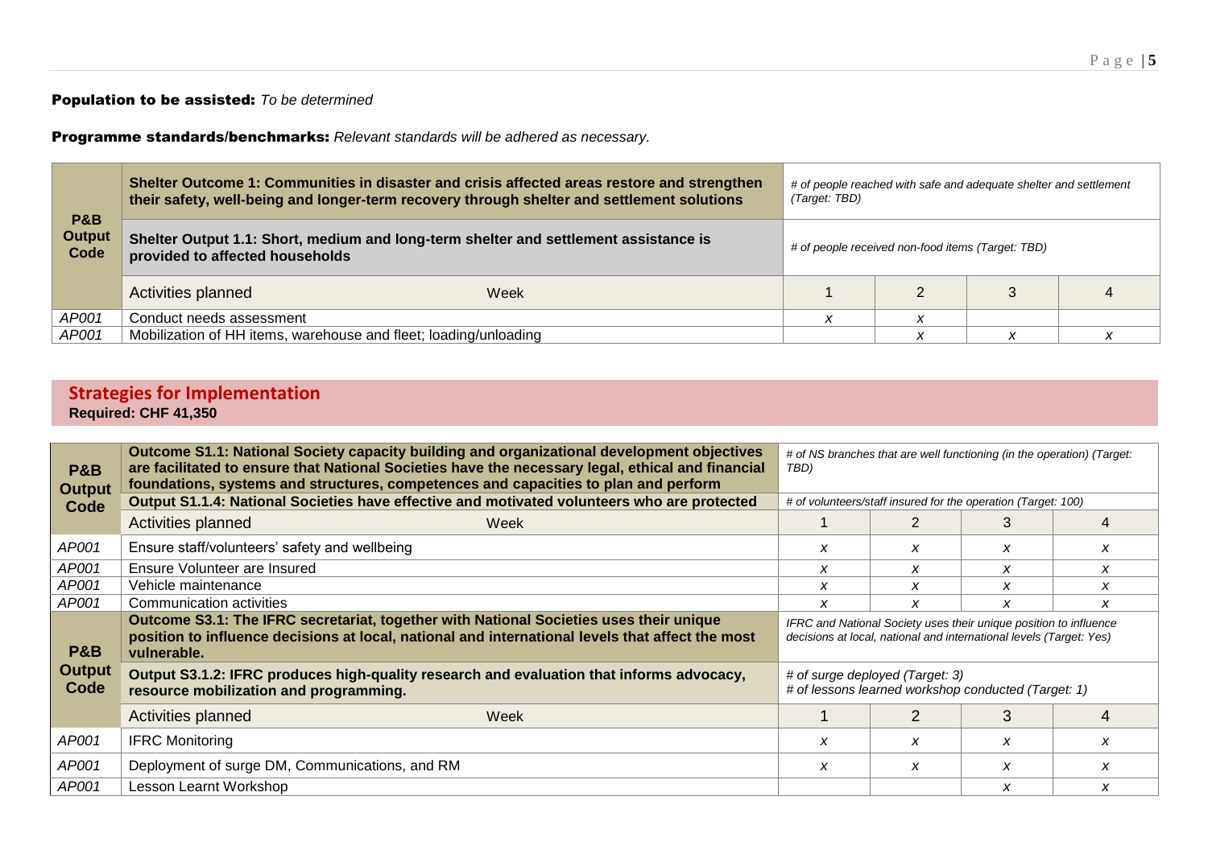**Population to be assisted:** *To be determined*

**Programme standards/benchmarks:** *Relevant standards will be adhered as necessary.*

| P&B Output Code | Shelter Outcome 1: Communities in disaster and crisis affected areas restore and strengthen their safety, well-being and longer-term recovery through shelter and settlement solutions | | *# of people reached with safe and adequate shelter and settlement (Target: TBD)* | | | |
|---|---|---|---|---|---|---|
| | **Shelter Output 1.1: Short, medium and long-term shelter and settlement assistance is provided to affected households** | | *# of people received non-food items (Target: TBD)* | | | |
| | Activities planned | Week | 1 | 2 | 3 | 4 |
| *AP001* | Conduct needs assessment | | *x* | *x* | | |
| *AP001* | Mobilization of HH items, warehouse and fleet; loading/unloading | | | *x* | *x* | *x* |

## Strategies for Implementation

**Required: CHF 41,350**

| P&B Output Code | Outcome S1.1: National Society capacity building and organizational development objectives are facilitated to ensure that National Societies have the necessary legal, ethical and financial foundations, systems and structures, competences and capacities to plan and perform | | *# of NS branches that are well functioning (in the operation) (Target: TBD)* | | | |
|---|---|---|---|---|---|---|
| | **Output S1.1.4: National Societies have effective and motivated volunteers who are protected** | | *# of volunteers/staff insured for the operation (Target: 100)* | | | |
| | Activities planned | Week | 1 | 2 | 3 | 4 |
| *AP001* | Ensure staff/volunteers' safety and wellbeing | | *x* | *x* | *x* | *x* |
| *AP001* | Ensure Volunteer are Insured | | *x* | *x* | *x* | *x* |
| *AP001* | Vehicle maintenance | | *x* | *x* | *x* | *x* |
| *AP001* | Communication activities | | *x* | *x* | *x* | *x* |
| P&B Output Code | **Outcome S3.1: The IFRC secretariat, together with National Societies uses their unique position to influence decisions at local, national and international levels that affect the most vulnerable.** | | *IFRC and National Society uses their unique position to influence decisions at local, national and international levels (Target: Yes)* | | | |
| | **Output S3.1.2: IFRC produces high-quality research and evaluation that informs advocacy, resource mobilization and programming.** | | *# of surge deployed (Target: 3)*<br>*# of lessons learned workshop conducted (Target: 1)* | | | |
| | Activities planned | Week | 1 | 2 | 3 | 4 |
| *AP001* | IFRC Monitoring | | *x* | *x* | *x* | *x* |
| *AP001* | Deployment of surge DM, Communications, and RM | | *x* | *x* | *x* | *x* |
| *AP001* | Lesson Learnt Workshop | | | | *x* | *x* |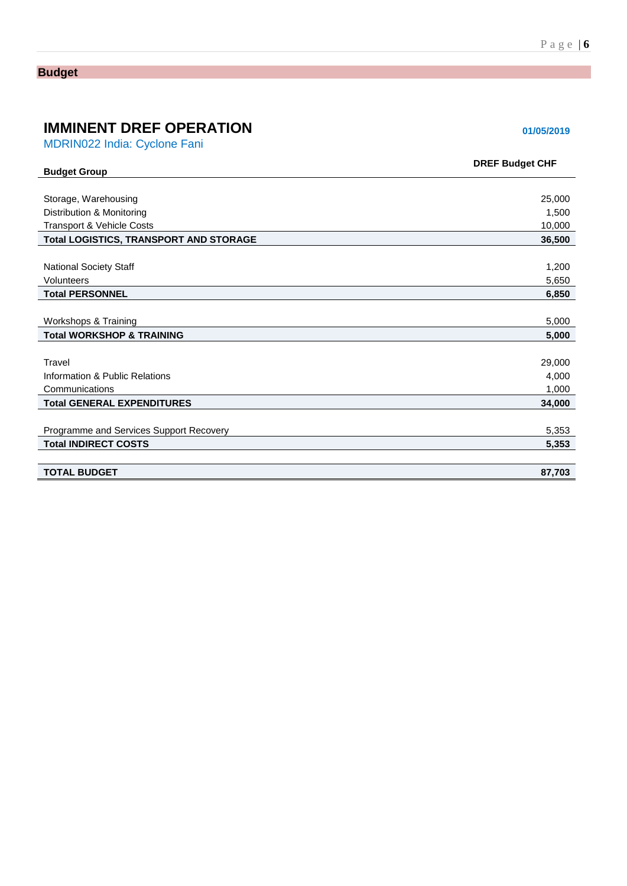## Budget

# IMMINENT DREF OPERATION

**01/05/2019**

MDRIN022 India: Cyclone Fani

| Budget Group | DREF Budget CHF |
|---|---:|
| Storage, Warehousing | 25,000 |
| Distribution & Monitoring | 1,500 |
| Transport & Vehicle Costs | 10,000 |
| **Total LOGISTICS, TRANSPORT AND STORAGE** | **36,500** |
| National Society Staff | 1,200 |
| Volunteers | 5,650 |
| **Total PERSONNEL** | **6,850** |
| Workshops & Training | 5,000 |
| **Total WORKSHOP & TRAINING** | **5,000** |
| Travel | 29,000 |
| Information & Public Relations | 4,000 |
| Communications | 1,000 |
| **Total GENERAL EXPENDITURES** | **34,000** |
| Programme and Services Support Recovery | 5,353 |
| **Total INDIRECT COSTS** | **5,353** |
| **TOTAL BUDGET** | **87,703** |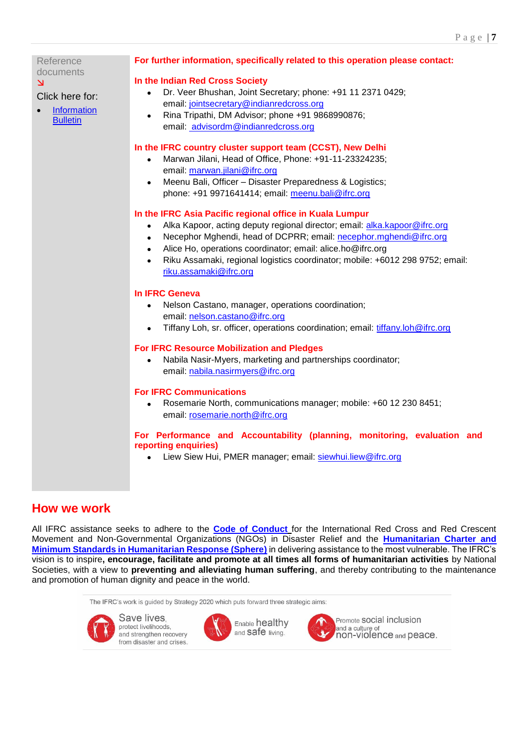Reference documents
↘
Click here for:

- Information Bulletin

**For further information, specifically related to this operation please contact:**

**In the Indian Red Cross Society**

- Dr. Veer Bhushan, Joint Secretary; phone: +91 11 2371 0429; email: jointsecretary@indianredcross.org
- Rina Tripathi, DM Advisor; phone +91 9868990876; email: advisordm@indianredcross.org

**In the IFRC country cluster support team (CCST), New Delhi**

- Marwan Jilani, Head of Office, Phone: +91-11-23324235; email: marwan.jilani@ifrc.org
- Meenu Bali, Officer – Disaster Preparedness & Logistics; phone: +91 9971641414; email: meenu.bali@ifrc.org

**In the IFRC Asia Pacific regional office in Kuala Lumpur**

- Alka Kapoor, acting deputy regional director; email: alka.kapoor@ifrc.org
- Necephor Mghendi, head of DCPRR; email: necephor.mghendi@ifrc.org
- Alice Ho, operations coordinator; email: alice.ho@ifrc.org
- Riku Assamaki, regional logistics coordinator; mobile: +6012 298 9752; email: riku.assamaki@ifrc.org

**In IFRC Geneva**

- Nelson Castano, manager, operations coordination; email: nelson.castano@ifrc.org
- Tiffany Loh, sr. officer, operations coordination; email: tiffany.loh@ifrc.org

**For IFRC Resource Mobilization and Pledges**

- Nabila Nasir-Myers, marketing and partnerships coordinator; email: nabila.nasirmyers@ifrc.org

**For IFRC Communications**

- Rosemarie North, communications manager; mobile: +60 12 230 8451; email: rosemarie.north@ifrc.org

**For Performance and Accountability (planning, monitoring, evaluation and reporting enquiries)**

- Liew Siew Hui, PMER manager; email: siewhui.liew@ifrc.org

## How we work

All IFRC assistance seeks to adhere to the **Code of Conduct** for the International Red Cross and Red Crescent Movement and Non-Governmental Organizations (NGOs) in Disaster Relief and the **Humanitarian Charter and Minimum Standards in Humanitarian Response (Sphere)** in delivering assistance to the most vulnerable. The IFRC's vision is to inspire**, encourage, facilitate and promote at all times all forms of humanitarian activities** by National Societies, with a view to **preventing and alleviating human suffering**, and thereby contributing to the maintenance and promotion of human dignity and peace in the world.

The IFRC's work is guided by Strategy 2020 which puts forward three strategic aims:

Save lives, protect livelihoods, and strengthen recovery from disaster and crises.

Enable healthy and safe living.

Promote social inclusion and a culture of non-violence and peace.